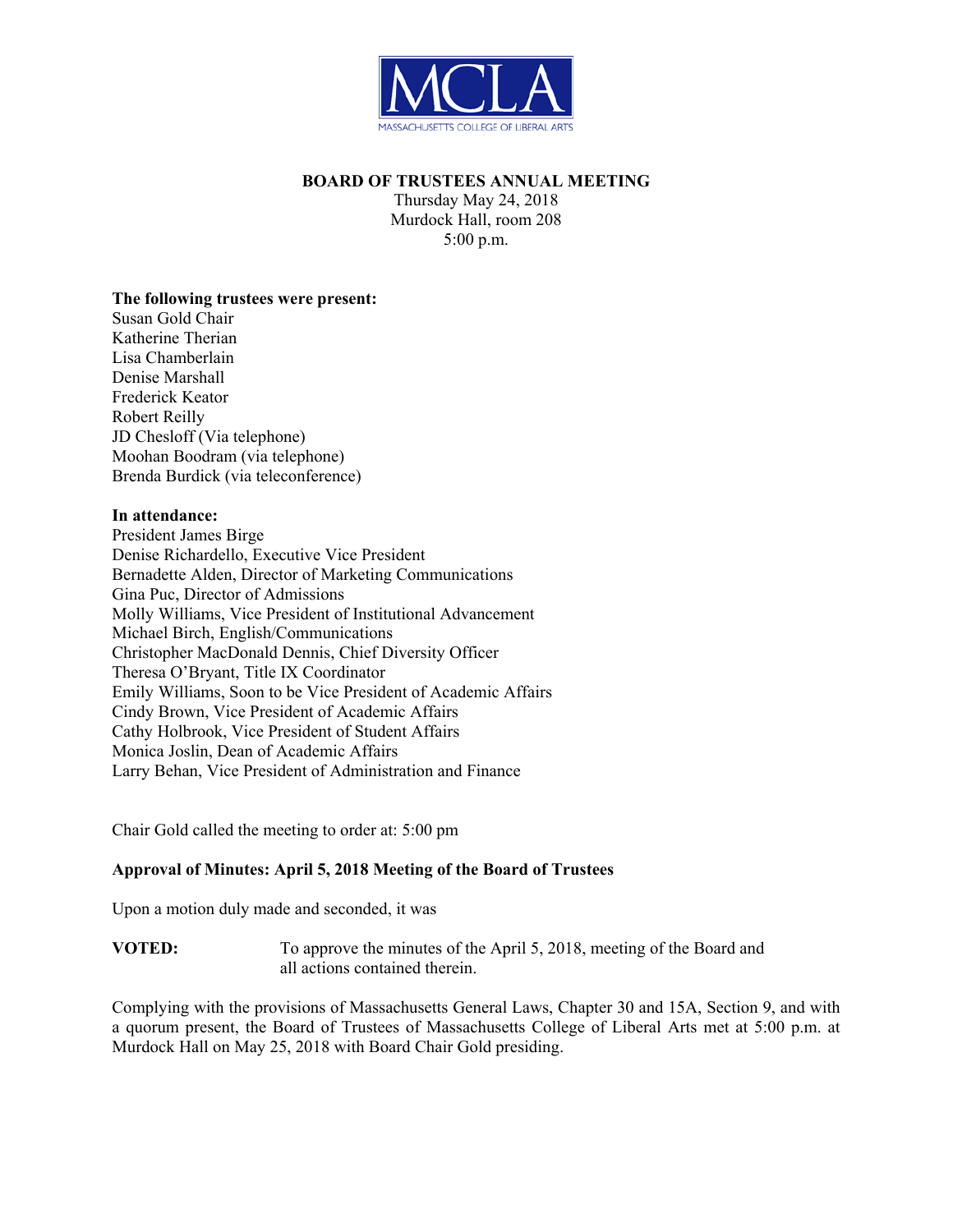MCLA
MASSACHUSETTS COLLEGE OF LIBERAL ARTS

**BOARD OF TRUSTEES ANNUAL MEETING**
Thursday May 24, 2018
Murdock Hall, room 208
5:00 p.m.

**The following trustees were present:**
Susan Gold Chair
Katherine Therian
Lisa Chamberlain
Denise Marshall
Frederick Keator
Robert Reilly
JD Chesloff (Via telephone)
Moohan Boodram (via telephone)
Brenda Burdick (via teleconference)

**In attendance:**
President James Birge
Denise Richardello, Executive Vice President
Bernadette Alden, Director of Marketing Communications
Gina Puc, Director of Admissions
Molly Williams, Vice President of Institutional Advancement
Michael Birch, English/Communications
Christopher MacDonald Dennis, Chief Diversity Officer
Theresa O'Bryant, Title IX Coordinator
Emily Williams, Soon to be Vice President of Academic Affairs
Cindy Brown, Vice President of Academic Affairs
Cathy Holbrook, Vice President of Student Affairs
Monica Joslin, Dean of Academic Affairs
Larry Behan, Vice President of Administration and Finance

Chair Gold called the meeting to order at: 5:00 pm

**Approval of Minutes: April 5, 2018 Meeting of the Board of Trustees**

Upon a motion duly made and seconded, it was

**VOTED:** To approve the minutes of the April 5, 2018, meeting of the Board and all actions contained therein.

Complying with the provisions of Massachusetts General Laws, Chapter 30 and 15A, Section 9, and with a quorum present, the Board of Trustees of Massachusetts College of Liberal Arts met at 5:00 p.m. at Murdock Hall on May 25, 2018 with Board Chair Gold presiding.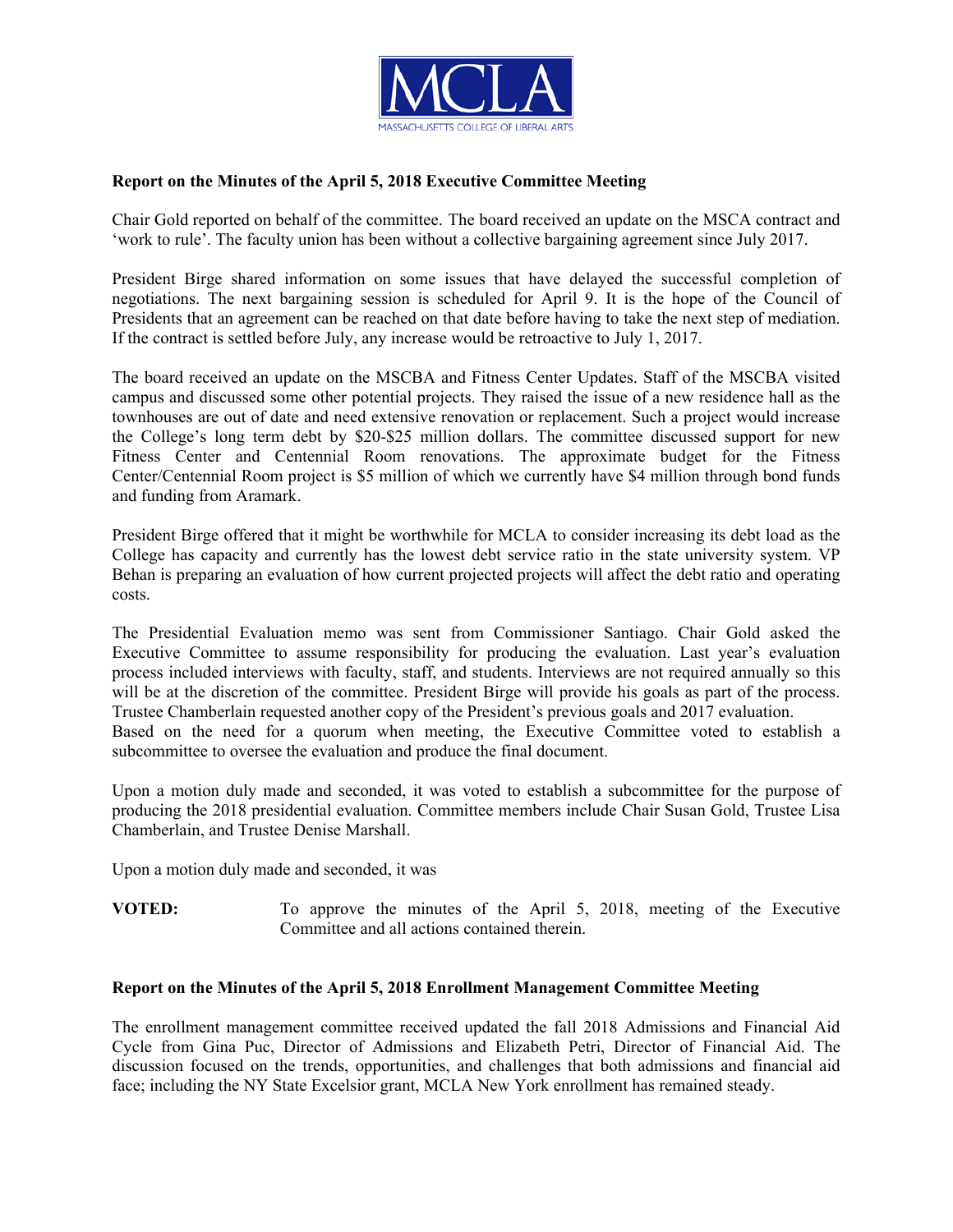**Report on the Minutes of the April 5, 2018 Executive Committee Meeting**

Chair Gold reported on behalf of the committee. The board received an update on the MSCA contract and 'work to rule'. The faculty union has been without a collective bargaining agreement since July 2017.

President Birge shared information on some issues that have delayed the successful completion of negotiations. The next bargaining session is scheduled for April 9. It is the hope of the Council of Presidents that an agreement can be reached on that date before having to take the next step of mediation. If the contract is settled before July, any increase would be retroactive to July 1, 2017.

The board received an update on the MSCBA and Fitness Center Updates. Staff of the MSCBA visited campus and discussed some other potential projects. They raised the issue of a new residence hall as the townhouses are out of date and need extensive renovation or replacement. Such a project would increase the College's long term debt by $20-$25 million dollars. The committee discussed support for new Fitness Center and Centennial Room renovations. The approximate budget for the Fitness Center/Centennial Room project is $5 million of which we currently have $4 million through bond funds and funding from Aramark.

President Birge offered that it might be worthwhile for MCLA to consider increasing its debt load as the College has capacity and currently has the lowest debt service ratio in the state university system. VP Behan is preparing an evaluation of how current projected projects will affect the debt ratio and operating costs.

The Presidential Evaluation memo was sent from Commissioner Santiago. Chair Gold asked the Executive Committee to assume responsibility for producing the evaluation. Last year's evaluation process included interviews with faculty, staff, and students. Interviews are not required annually so this will be at the discretion of the committee. President Birge will provide his goals as part of the process. Trustee Chamberlain requested another copy of the President's previous goals and 2017 evaluation.
Based on the need for a quorum when meeting, the Executive Committee voted to establish a subcommittee to oversee the evaluation and produce the final document.

Upon a motion duly made and seconded, it was voted to establish a subcommittee for the purpose of producing the 2018 presidential evaluation. Committee members include Chair Susan Gold, Trustee Lisa Chamberlain, and Trustee Denise Marshall.

Upon a motion duly made and seconded, it was

**VOTED:** To approve the minutes of the April 5, 2018, meeting of the Executive Committee and all actions contained therein.

**Report on the Minutes of the April 5, 2018 Enrollment Management Committee Meeting**

The enrollment management committee received updated the fall 2018 Admissions and Financial Aid Cycle from Gina Puc, Director of Admissions and Elizabeth Petri, Director of Financial Aid. The discussion focused on the trends, opportunities, and challenges that both admissions and financial aid face; including the NY State Excelsior grant, MCLA New York enrollment has remained steady.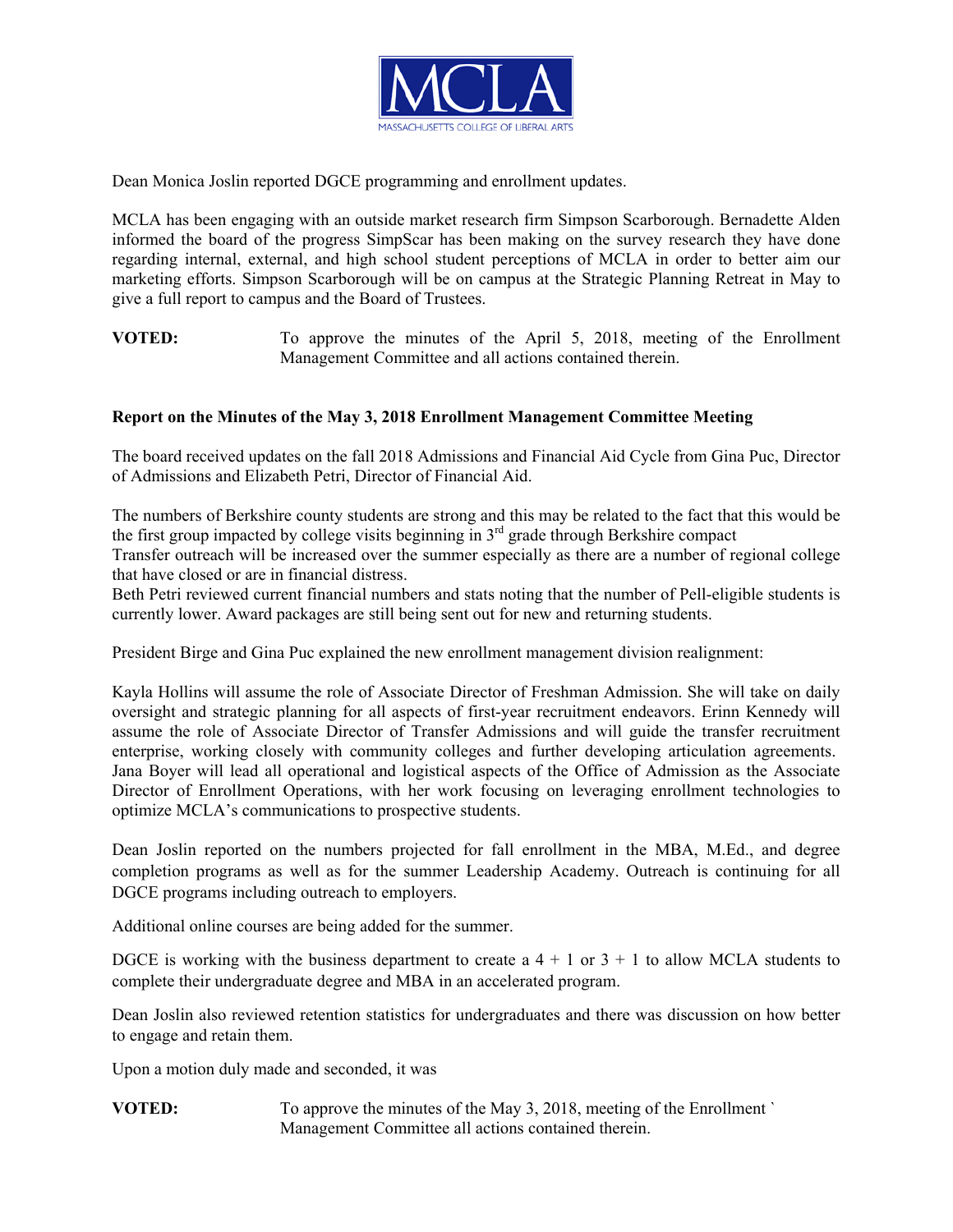Dean Monica Joslin reported DGCE programming and enrollment updates.

MCLA has been engaging with an outside market research firm Simpson Scarborough. Bernadette Alden informed the board of the progress SimpScar has been making on the survey research they have done regarding internal, external, and high school student perceptions of MCLA in order to better aim our marketing efforts. Simpson Scarborough will be on campus at the Strategic Planning Retreat in May to give a full report to campus and the Board of Trustees.

**VOTED:** To approve the minutes of the April 5, 2018, meeting of the Enrollment Management Committee and all actions contained therein.

**Report on the Minutes of the May 3, 2018 Enrollment Management Committee Meeting**

The board received updates on the fall 2018 Admissions and Financial Aid Cycle from Gina Puc, Director of Admissions and Elizabeth Petri, Director of Financial Aid.

The numbers of Berkshire county students are strong and this may be related to the fact that this would be the first group impacted by college visits beginning in 3rd grade through Berkshire compact
Transfer outreach will be increased over the summer especially as there are a number of regional college that have closed or are in financial distress.
Beth Petri reviewed current financial numbers and stats noting that the number of Pell-eligible students is currently lower. Award packages are still being sent out for new and returning students.

President Birge and Gina Puc explained the new enrollment management division realignment:

Kayla Hollins will assume the role of Associate Director of Freshman Admission. She will take on daily oversight and strategic planning for all aspects of first-year recruitment endeavors. Erinn Kennedy will assume the role of Associate Director of Transfer Admissions and will guide the transfer recruitment enterprise, working closely with community colleges and further developing articulation agreements. Jana Boyer will lead all operational and logistical aspects of the Office of Admission as the Associate Director of Enrollment Operations, with her work focusing on leveraging enrollment technologies to optimize MCLA's communications to prospective students.

Dean Joslin reported on the numbers projected for fall enrollment in the MBA, M.Ed., and degree completion programs as well as for the summer Leadership Academy. Outreach is continuing for all DGCE programs including outreach to employers.

Additional online courses are being added for the summer.

DGCE is working with the business department to create a 4 + 1 or 3 + 1 to allow MCLA students to complete their undergraduate degree and MBA in an accelerated program.

Dean Joslin also reviewed retention statistics for undergraduates and there was discussion on how better to engage and retain them.

Upon a motion duly made and seconded, it was

**VOTED:** To approve the minutes of the May 3, 2018, meeting of the Enrollment ` Management Committee all actions contained therein.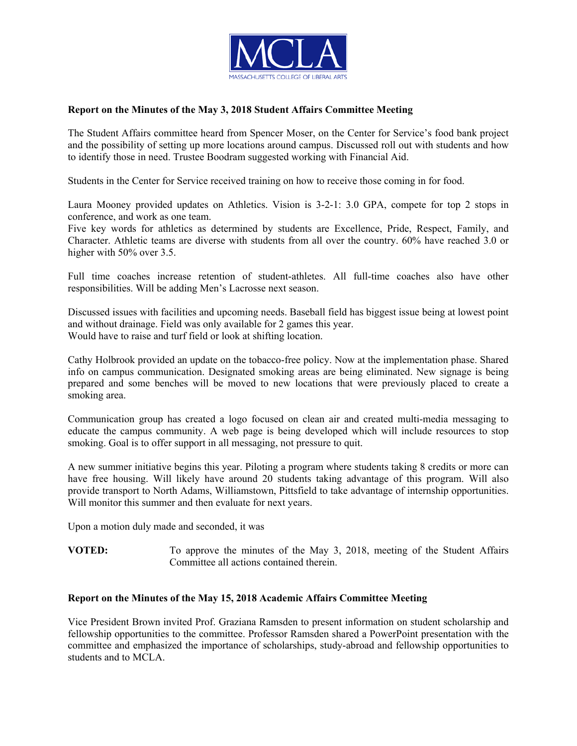**Report on the Minutes of the May 3, 2018 Student Affairs Committee Meeting**

The Student Affairs committee heard from Spencer Moser, on the Center for Service's food bank project and the possibility of setting up more locations around campus. Discussed roll out with students and how to identify those in need. Trustee Boodram suggested working with Financial Aid.

Students in the Center for Service received training on how to receive those coming in for food.

Laura Mooney provided updates on Athletics. Vision is 3-2-1: 3.0 GPA, compete for top 2 stops in conference, and work as one team.
Five key words for athletics as determined by students are Excellence, Pride, Respect, Family, and Character. Athletic teams are diverse with students from all over the country. 60% have reached 3.0 or higher with 50% over 3.5.

Full time coaches increase retention of student-athletes. All full-time coaches also have other responsibilities. Will be adding Men's Lacrosse next season.

Discussed issues with facilities and upcoming needs. Baseball field has biggest issue being at lowest point and without drainage. Field was only available for 2 games this year.
Would have to raise and turf field or look at shifting location.

Cathy Holbrook provided an update on the tobacco-free policy. Now at the implementation phase. Shared info on campus communication. Designated smoking areas are being eliminated. New signage is being prepared and some benches will be moved to new locations that were previously placed to create a smoking area.

Communication group has created a logo focused on clean air and created multi-media messaging to educate the campus community. A web page is being developed which will include resources to stop smoking. Goal is to offer support in all messaging, not pressure to quit.

A new summer initiative begins this year. Piloting a program where students taking 8 credits or more can have free housing. Will likely have around 20 students taking advantage of this program. Will also provide transport to North Adams, Williamstown, Pittsfield to take advantage of internship opportunities. Will monitor this summer and then evaluate for next years.

Upon a motion duly made and seconded, it was

**VOTED:** To approve the minutes of the May 3, 2018, meeting of the Student Affairs Committee all actions contained therein.

**Report on the Minutes of the May 15, 2018 Academic Affairs Committee Meeting**

Vice President Brown invited Prof. Graziana Ramsden to present information on student scholarship and fellowship opportunities to the committee. Professor Ramsden shared a PowerPoint presentation with the committee and emphasized the importance of scholarships, study-abroad and fellowship opportunities to students and to MCLA.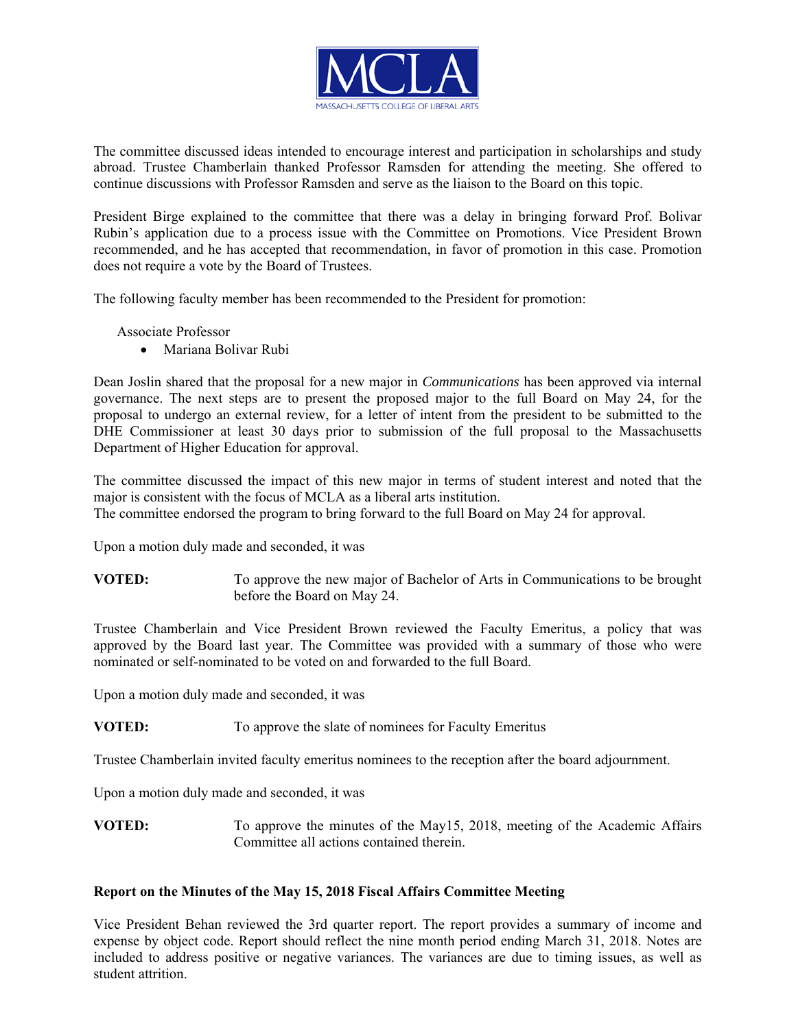The committee discussed ideas intended to encourage interest and participation in scholarships and study abroad. Trustee Chamberlain thanked Professor Ramsden for attending the meeting. She offered to continue discussions with Professor Ramsden and serve as the liaison to the Board on this topic.

President Birge explained to the committee that there was a delay in bringing forward Prof. Bolivar Rubin's application due to a process issue with the Committee on Promotions. Vice President Brown recommended, and he has accepted that recommendation, in favor of promotion in this case. Promotion does not require a vote by the Board of Trustees.

The following faculty member has been recommended to the President for promotion:

Associate Professor

- Mariana Bolivar Rubi

Dean Joslin shared that the proposal for a new major in *Communications* has been approved via internal governance. The next steps are to present the proposed major to the full Board on May 24, for the proposal to undergo an external review, for a letter of intent from the president to be submitted to the DHE Commissioner at least 30 days prior to submission of the full proposal to the Massachusetts Department of Higher Education for approval.

The committee discussed the impact of this new major in terms of student interest and noted that the major is consistent with the focus of MCLA as a liberal arts institution.
The committee endorsed the program to bring forward to the full Board on May 24 for approval.

Upon a motion duly made and seconded, it was

**VOTED:** To approve the new major of Bachelor of Arts in Communications to be brought before the Board on May 24.

Trustee Chamberlain and Vice President Brown reviewed the Faculty Emeritus, a policy that was approved by the Board last year. The Committee was provided with a summary of those who were nominated or self-nominated to be voted on and forwarded to the full Board.

Upon a motion duly made and seconded, it was

**VOTED:** To approve the slate of nominees for Faculty Emeritus

Trustee Chamberlain invited faculty emeritus nominees to the reception after the board adjournment.

Upon a motion duly made and seconded, it was

**VOTED:** To approve the minutes of the May15, 2018, meeting of the Academic Affairs Committee all actions contained therein.

**Report on the Minutes of the May 15, 2018 Fiscal Affairs Committee Meeting**

Vice President Behan reviewed the 3rd quarter report. The report provides a summary of income and expense by object code. Report should reflect the nine month period ending March 31, 2018. Notes are included to address positive or negative variances. The variances are due to timing issues, as well as student attrition.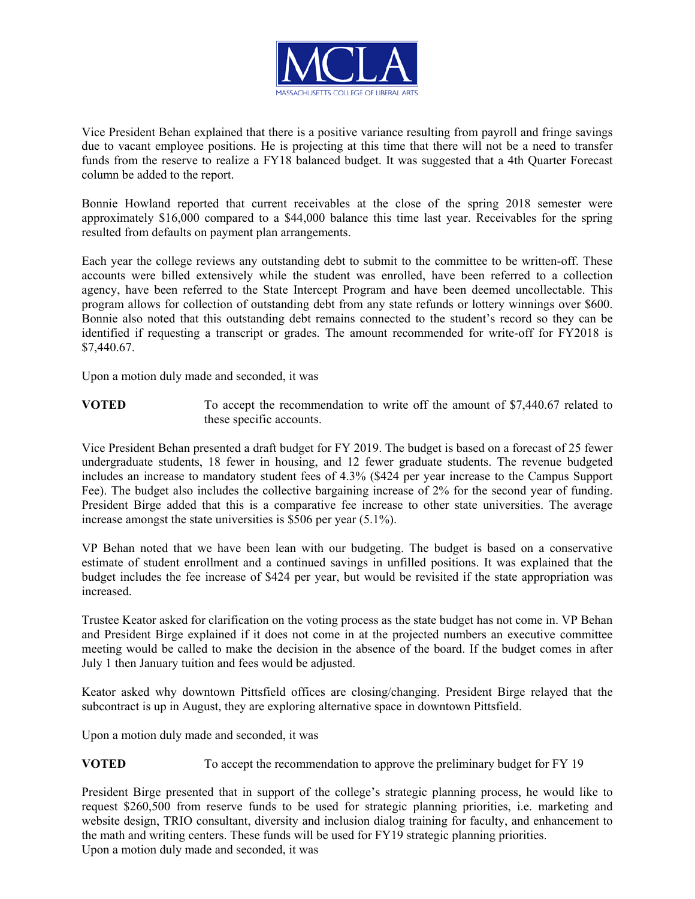Vice President Behan explained that there is a positive variance resulting from payroll and fringe savings due to vacant employee positions. He is projecting at this time that there will not be a need to transfer funds from the reserve to realize a FY18 balanced budget. It was suggested that a 4th Quarter Forecast column be added to the report.

Bonnie Howland reported that current receivables at the close of the spring 2018 semester were approximately $16,000 compared to a $44,000 balance this time last year. Receivables for the spring resulted from defaults on payment plan arrangements.

Each year the college reviews any outstanding debt to submit to the committee to be written-off. These accounts were billed extensively while the student was enrolled, have been referred to a collection agency, have been referred to the State Intercept Program and have been deemed uncollectable. This program allows for collection of outstanding debt from any state refunds or lottery winnings over $600. Bonnie also noted that this outstanding debt remains connected to the student's record so they can be identified if requesting a transcript or grades. The amount recommended for write-off for FY2018 is $7,440.67.

Upon a motion duly made and seconded, it was

**VOTED** To accept the recommendation to write off the amount of $7,440.67 related to these specific accounts.

Vice President Behan presented a draft budget for FY 2019. The budget is based on a forecast of 25 fewer undergraduate students, 18 fewer in housing, and 12 fewer graduate students. The revenue budgeted includes an increase to mandatory student fees of 4.3% ($424 per year increase to the Campus Support Fee). The budget also includes the collective bargaining increase of 2% for the second year of funding. President Birge added that this is a comparative fee increase to other state universities. The average increase amongst the state universities is $506 per year (5.1%).

VP Behan noted that we have been lean with our budgeting. The budget is based on a conservative estimate of student enrollment and a continued savings in unfilled positions. It was explained that the budget includes the fee increase of $424 per year, but would be revisited if the state appropriation was increased.

Trustee Keator asked for clarification on the voting process as the state budget has not come in. VP Behan and President Birge explained if it does not come in at the projected numbers an executive committee meeting would be called to make the decision in the absence of the board. If the budget comes in after July 1 then January tuition and fees would be adjusted.

Keator asked why downtown Pittsfield offices are closing/changing. President Birge relayed that the subcontract is up in August, they are exploring alternative space in downtown Pittsfield.

Upon a motion duly made and seconded, it was

**VOTED** To accept the recommendation to approve the preliminary budget for FY 19

President Birge presented that in support of the college's strategic planning process, he would like to request $260,500 from reserve funds to be used for strategic planning priorities, i.e. marketing and website design, TRIO consultant, diversity and inclusion dialog training for faculty, and enhancement to the math and writing centers. These funds will be used for FY19 strategic planning priorities.
Upon a motion duly made and seconded, it was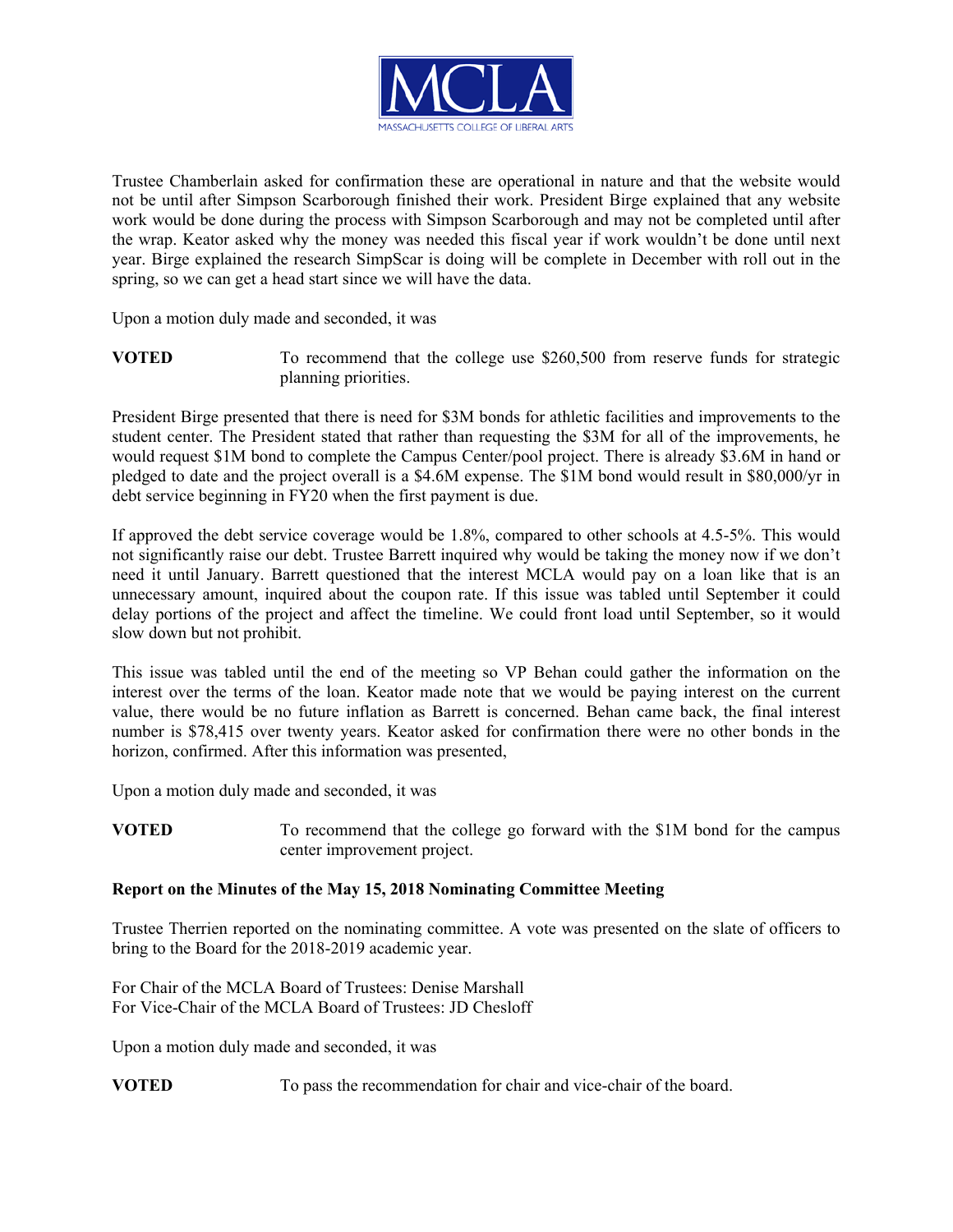Trustee Chamberlain asked for confirmation these are operational in nature and that the website would not be until after Simpson Scarborough finished their work. President Birge explained that any website work would be done during the process with Simpson Scarborough and may not be completed until after the wrap. Keator asked why the money was needed this fiscal year if work wouldn't be done until next year. Birge explained the research SimpScar is doing will be complete in December with roll out in the spring, so we can get a head start since we will have the data.

Upon a motion duly made and seconded, it was

**VOTED** To recommend that the college use $260,500 from reserve funds for strategic planning priorities.

President Birge presented that there is need for $3M bonds for athletic facilities and improvements to the student center. The President stated that rather than requesting the $3M for all of the improvements, he would request $1M bond to complete the Campus Center/pool project. There is already $3.6M in hand or pledged to date and the project overall is a $4.6M expense. The $1M bond would result in $80,000/yr in debt service beginning in FY20 when the first payment is due.

If approved the debt service coverage would be 1.8%, compared to other schools at 4.5-5%. This would not significantly raise our debt. Trustee Barrett inquired why would be taking the money now if we don't need it until January. Barrett questioned that the interest MCLA would pay on a loan like that is an unnecessary amount, inquired about the coupon rate. If this issue was tabled until September it could delay portions of the project and affect the timeline. We could front load until September, so it would slow down but not prohibit.

This issue was tabled until the end of the meeting so VP Behan could gather the information on the interest over the terms of the loan. Keator made note that we would be paying interest on the current value, there would be no future inflation as Barrett is concerned. Behan came back, the final interest number is $78,415 over twenty years. Keator asked for confirmation there were no other bonds in the horizon, confirmed. After this information was presented,

Upon a motion duly made and seconded, it was

**VOTED** To recommend that the college go forward with the $1M bond for the campus center improvement project.

**Report on the Minutes of the May 15, 2018 Nominating Committee Meeting**

Trustee Therrien reported on the nominating committee. A vote was presented on the slate of officers to bring to the Board for the 2018-2019 academic year.

For Chair of the MCLA Board of Trustees: Denise Marshall
For Vice-Chair of the MCLA Board of Trustees: JD Chesloff

Upon a motion duly made and seconded, it was

**VOTED** To pass the recommendation for chair and vice-chair of the board.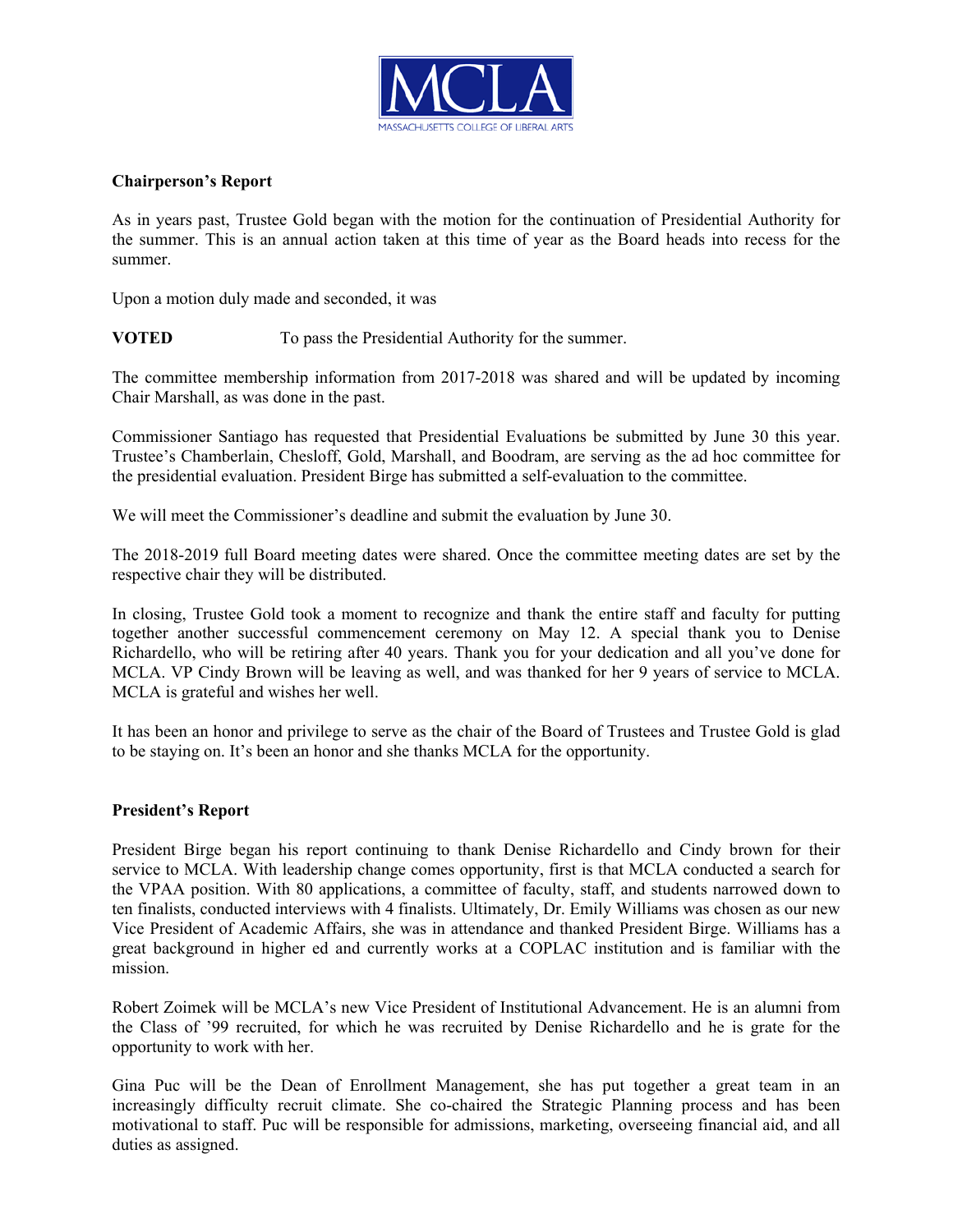### Chairperson's Report

As in years past, Trustee Gold began with the motion for the continuation of Presidential Authority for the summer. This is an annual action taken at this time of year as the Board heads into recess for the summer.

Upon a motion duly made and seconded, it was

**VOTED** To pass the Presidential Authority for the summer.

The committee membership information from 2017-2018 was shared and will be updated by incoming Chair Marshall, as was done in the past.

Commissioner Santiago has requested that Presidential Evaluations be submitted by June 30 this year. Trustee's Chamberlain, Chesloff, Gold, Marshall, and Boodram, are serving as the ad hoc committee for the presidential evaluation. President Birge has submitted a self-evaluation to the committee.

We will meet the Commissioner's deadline and submit the evaluation by June 30.

The 2018-2019 full Board meeting dates were shared. Once the committee meeting dates are set by the respective chair they will be distributed.

In closing, Trustee Gold took a moment to recognize and thank the entire staff and faculty for putting together another successful commencement ceremony on May 12. A special thank you to Denise Richardello, who will be retiring after 40 years. Thank you for your dedication and all you've done for MCLA. VP Cindy Brown will be leaving as well, and was thanked for her 9 years of service to MCLA. MCLA is grateful and wishes her well.

It has been an honor and privilege to serve as the chair of the Board of Trustees and Trustee Gold is glad to be staying on. It's been an honor and she thanks MCLA for the opportunity.

### President's Report

President Birge began his report continuing to thank Denise Richardello and Cindy brown for their service to MCLA. With leadership change comes opportunity, first is that MCLA conducted a search for the VPAA position. With 80 applications, a committee of faculty, staff, and students narrowed down to ten finalists, conducted interviews with 4 finalists. Ultimately, Dr. Emily Williams was chosen as our new Vice President of Academic Affairs, she was in attendance and thanked President Birge. Williams has a great background in higher ed and currently works at a COPLAC institution and is familiar with the mission.

Robert Zoimek will be MCLA's new Vice President of Institutional Advancement. He is an alumni from the Class of '99 recruited, for which he was recruited by Denise Richardello and he is grate for the opportunity to work with her.

Gina Puc will be the Dean of Enrollment Management, she has put together a great team in an increasingly difficulty recruit climate. She co-chaired the Strategic Planning process and has been motivational to staff. Puc will be responsible for admissions, marketing, overseeing financial aid, and all duties as assigned.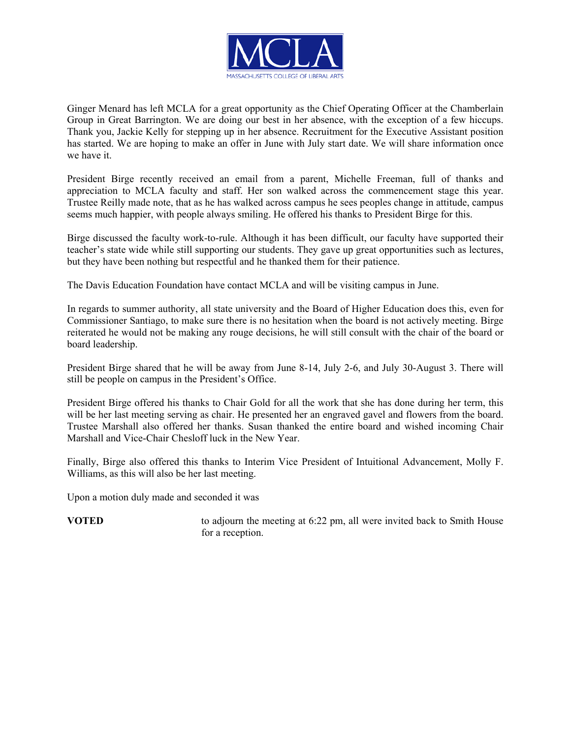Ginger Menard has left MCLA for a great opportunity as the Chief Operating Officer at the Chamberlain Group in Great Barrington. We are doing our best in her absence, with the exception of a few hiccups. Thank you, Jackie Kelly for stepping up in her absence. Recruitment for the Executive Assistant position has started. We are hoping to make an offer in June with July start date. We will share information once we have it.

President Birge recently received an email from a parent, Michelle Freeman, full of thanks and appreciation to MCLA faculty and staff. Her son walked across the commencement stage this year. Trustee Reilly made note, that as he has walked across campus he sees peoples change in attitude, campus seems much happier, with people always smiling. He offered his thanks to President Birge for this.

Birge discussed the faculty work-to-rule. Although it has been difficult, our faculty have supported their teacher's state wide while still supporting our students. They gave up great opportunities such as lectures, but they have been nothing but respectful and he thanked them for their patience.

The Davis Education Foundation have contact MCLA and will be visiting campus in June.

In regards to summer authority, all state university and the Board of Higher Education does this, even for Commissioner Santiago, to make sure there is no hesitation when the board is not actively meeting. Birge reiterated he would not be making any rouge decisions, he will still consult with the chair of the board or board leadership.

President Birge shared that he will be away from June 8-14, July 2-6, and July 30-August 3. There will still be people on campus in the President's Office.

President Birge offered his thanks to Chair Gold for all the work that she has done during her term, this will be her last meeting serving as chair. He presented her an engraved gavel and flowers from the board. Trustee Marshall also offered her thanks. Susan thanked the entire board and wished incoming Chair Marshall and Vice-Chair Chesloff luck in the New Year.

Finally, Birge also offered this thanks to Interim Vice President of Intuitional Advancement, Molly F. Williams, as this will also be her last meeting.

Upon a motion duly made and seconded it was

**VOTED** to adjourn the meeting at 6:22 pm, all were invited back to Smith House for a reception.